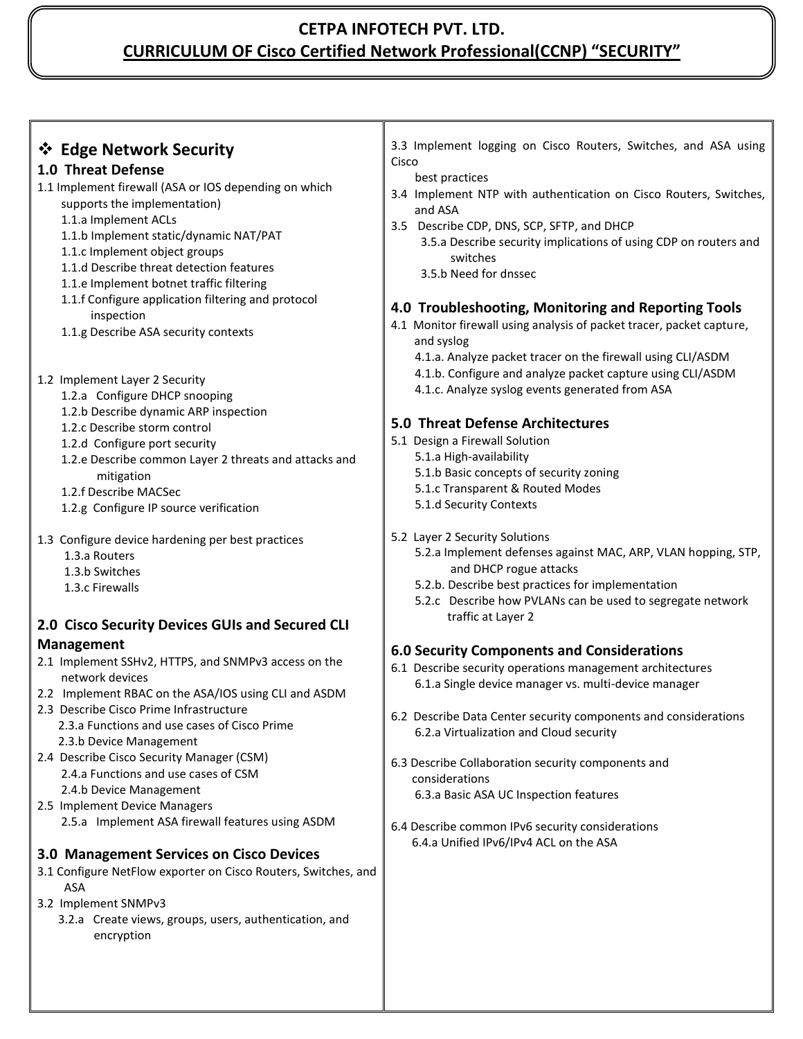# CETPA INFOTECH PVT. LTD.

## CURRICULUM OF Cisco Certified Network Professional(CCNP) "SECURITY"

## ❖ Edge Network Security

### 1.0 Threat Defense

1.1 Implement firewall (ASA or IOS depending on which supports the implementation)
- 1.1.a Implement ACLs
- 1.1.b Implement static/dynamic NAT/PAT
- 1.1.c Implement object groups
- 1.1.d Describe threat detection features
- 1.1.e Implement botnet traffic filtering
- 1.1.f Configure application filtering and protocol inspection
- 1.1.g Describe ASA security contexts

1.2 Implement Layer 2 Security
- 1.2.a Configure DHCP snooping
- 1.2.b Describe dynamic ARP inspection
- 1.2.c Describe storm control
- 1.2.d Configure port security
- 1.2.e Describe common Layer 2 threats and attacks and mitigation
- 1.2.f Describe MACSec
- 1.2.g Configure IP source verification

1.3 Configure device hardening per best practices
- 1.3.a Routers
- 1.3.b Switches
- 1.3.c Firewalls

### 2.0 Cisco Security Devices GUIs and Secured CLI Management

2.1 Implement SSHv2, HTTPS, and SNMPv3 access on the network devices

2.2 Implement RBAC on the ASA/IOS using CLI and ASDM

2.3 Describe Cisco Prime Infrastructure
- 2.3.a Functions and use cases of Cisco Prime
- 2.3.b Device Management

2.4 Describe Cisco Security Manager (CSM)
- 2.4.a Functions and use cases of CSM
- 2.4.b Device Management

2.5 Implement Device Managers
- 2.5.a Implement ASA firewall features using ASDM

### 3.0 Management Services on Cisco Devices

3.1 Configure NetFlow exporter on Cisco Routers, Switches, and ASA

3.2 Implement SNMPv3
- 3.2.a Create views, groups, users, authentication, and encryption

3.3 Implement logging on Cisco Routers, Switches, and ASA using Cisco best practices

3.4 Implement NTP with authentication on Cisco Routers, Switches, and ASA

3.5 Describe CDP, DNS, SCP, SFTP, and DHCP
- 3.5.a Describe security implications of using CDP on routers and switches
- 3.5.b Need for dnssec

### 4.0 Troubleshooting, Monitoring and Reporting Tools

4.1 Monitor firewall using analysis of packet tracer, packet capture, and syslog
- 4.1.a. Analyze packet tracer on the firewall using CLI/ASDM
- 4.1.b. Configure and analyze packet capture using CLI/ASDM
- 4.1.c. Analyze syslog events generated from ASA

### 5.0 Threat Defense Architectures

5.1 Design a Firewall Solution
- 5.1.a High-availability
- 5.1.b Basic concepts of security zoning
- 5.1.c Transparent & Routed Modes
- 5.1.d Security Contexts

5.2 Layer 2 Security Solutions
- 5.2.a Implement defenses against MAC, ARP, VLAN hopping, STP, and DHCP rogue attacks
- 5.2.b. Describe best practices for implementation
- 5.2.c Describe how PVLANs can be used to segregate network traffic at Layer 2

### 6.0 Security Components and Considerations

6.1 Describe security operations management architectures
- 6.1.a Single device manager vs. multi-device manager

6.2 Describe Data Center security components and considerations
- 6.2.a Virtualization and Cloud security

6.3 Describe Collaboration security components and considerations
- 6.3.a Basic ASA UC Inspection features

6.4 Describe common IPv6 security considerations
- 6.4.a Unified IPv6/IPv4 ACL on the ASA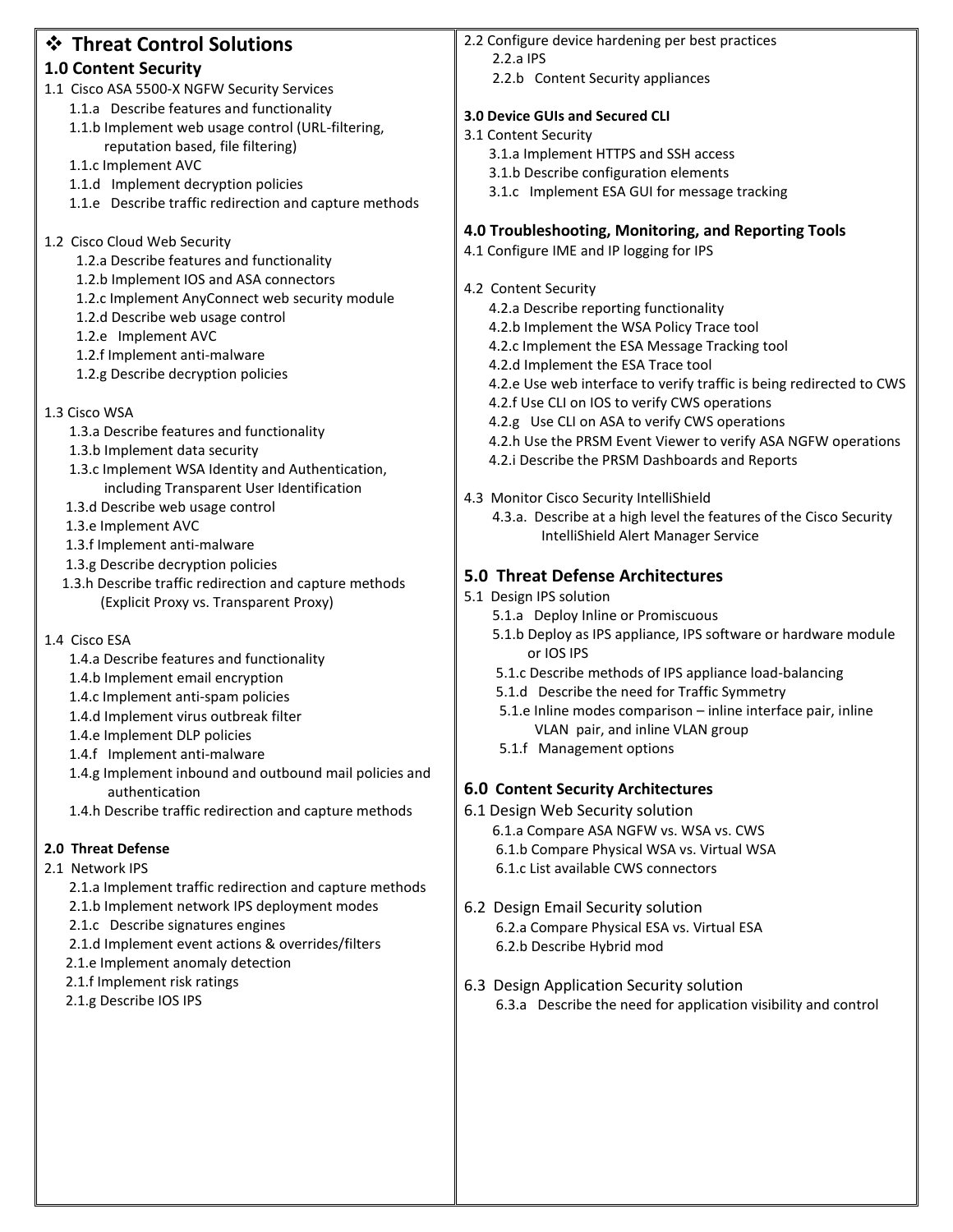## ❖ Threat Control Solutions

### 1.0 Content Security

1.1 Cisco ASA 5500-X NGFW Security Services
- 1.1.a Describe features and functionality
- 1.1.b Implement web usage control (URL-filtering, reputation based, file filtering)
- 1.1.c Implement AVC
- 1.1.d Implement decryption policies
- 1.1.e Describe traffic redirection and capture methods

1.2 Cisco Cloud Web Security
- 1.2.a Describe features and functionality
- 1.2.b Implement IOS and ASA connectors
- 1.2.c Implement AnyConnect web security module
- 1.2.d Describe web usage control
- 1.2.e Implement AVC
- 1.2.f Implement anti-malware
- 1.2.g Describe decryption policies

1.3 Cisco WSA
- 1.3.a Describe features and functionality
- 1.3.b Implement data security
- 1.3.c Implement WSA Identity and Authentication, including Transparent User Identification
- 1.3.d Describe web usage control
- 1.3.e Implement AVC
- 1.3.f Implement anti-malware
- 1.3.g Describe decryption policies
- 1.3.h Describe traffic redirection and capture methods (Explicit Proxy vs. Transparent Proxy)

1.4 Cisco ESA
- 1.4.a Describe features and functionality
- 1.4.b Implement email encryption
- 1.4.c Implement anti-spam policies
- 1.4.d Implement virus outbreak filter
- 1.4.e Implement DLP policies
- 1.4.f Implement anti-malware
- 1.4.g Implement inbound and outbound mail policies and authentication
- 1.4.h Describe traffic redirection and capture methods

### 2.0 Threat Defense

2.1 Network IPS
- 2.1.a Implement traffic redirection and capture methods
- 2.1.b Implement network IPS deployment modes
- 2.1.c Describe signatures engines
- 2.1.d Implement event actions & overrides/filters
- 2.1.e Implement anomaly detection
- 2.1.f Implement risk ratings
- 2.1.g Describe IOS IPS

2.2 Configure device hardening per best practices
- 2.2.a IPS
- 2.2.b Content Security appliances

### 3.0 Device GUIs and Secured CLI

3.1 Content Security
- 3.1.a Implement HTTPS and SSH access
- 3.1.b Describe configuration elements
- 3.1.c Implement ESA GUI for message tracking

### 4.0 Troubleshooting, Monitoring, and Reporting Tools

4.1 Configure IME and IP logging for IPS

4.2 Content Security
- 4.2.a Describe reporting functionality
- 4.2.b Implement the WSA Policy Trace tool
- 4.2.c Implement the ESA Message Tracking tool
- 4.2.d Implement the ESA Trace tool
- 4.2.e Use web interface to verify traffic is being redirected to CWS
- 4.2.f Use CLI on IOS to verify CWS operations
- 4.2.g Use CLI on ASA to verify CWS operations
- 4.2.h Use the PRSM Event Viewer to verify ASA NGFW operations
- 4.2.i Describe the PRSM Dashboards and Reports

4.3 Monitor Cisco Security IntelliShield
- 4.3.a. Describe at a high level the features of the Cisco Security IntelliShield Alert Manager Service

### 5.0 Threat Defense Architectures

5.1 Design IPS solution
- 5.1.a Deploy Inline or Promiscuous
- 5.1.b Deploy as IPS appliance, IPS software or hardware module or IOS IPS
- 5.1.c Describe methods of IPS appliance load-balancing
- 5.1.d Describe the need for Traffic Symmetry
- 5.1.e Inline modes comparison – inline interface pair, inline VLAN pair, and inline VLAN group
- 5.1.f Management options

### 6.0 Content Security Architectures

6.1 Design Web Security solution
- 6.1.a Compare ASA NGFW vs. WSA vs. CWS
- 6.1.b Compare Physical WSA vs. Virtual WSA
- 6.1.c List available CWS connectors

6.2 Design Email Security solution
- 6.2.a Compare Physical ESA vs. Virtual ESA
- 6.2.b Describe Hybrid mod

6.3 Design Application Security solution
- 6.3.a Describe the need for application visibility and control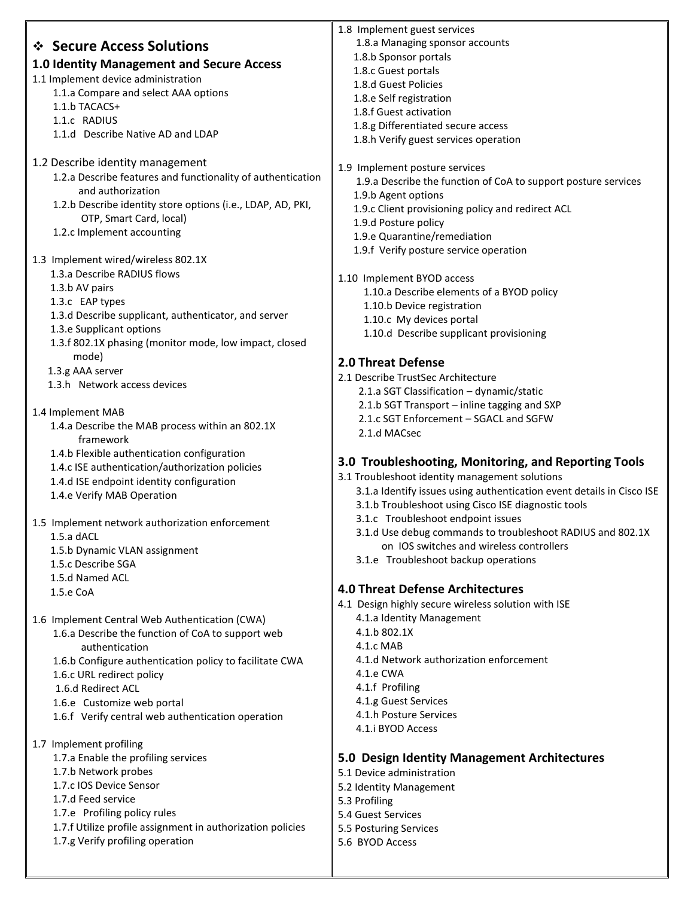## ❖ Secure Access Solutions

### 1.0 Identity Management and Secure Access

1.1 Implement device administration
- 1.1.a Compare and select AAA options
- 1.1.b TACACS+
- 1.1.c RADIUS
- 1.1.d Describe Native AD and LDAP

1.2 Describe identity management
- 1.2.a Describe features and functionality of authentication and authorization
- 1.2.b Describe identity store options (i.e., LDAP, AD, PKI, OTP, Smart Card, local)
- 1.2.c Implement accounting

1.3 Implement wired/wireless 802.1X
- 1.3.a Describe RADIUS flows
- 1.3.b AV pairs
- 1.3.c EAP types
- 1.3.d Describe supplicant, authenticator, and server
- 1.3.e Supplicant options
- 1.3.f 802.1X phasing (monitor mode, low impact, closed mode)
- 1.3.g AAA server
- 1.3.h Network access devices

1.4 Implement MAB
- 1.4.a Describe the MAB process within an 802.1X framework
- 1.4.b Flexible authentication configuration
- 1.4.c ISE authentication/authorization policies
- 1.4.d ISE endpoint identity configuration
- 1.4.e Verify MAB Operation

1.5 Implement network authorization enforcement
- 1.5.a dACL
- 1.5.b Dynamic VLAN assignment
- 1.5.c Describe SGA
- 1.5.d Named ACL
- 1.5.e CoA

1.6 Implement Central Web Authentication (CWA)
- 1.6.a Describe the function of CoA to support web authentication
- 1.6.b Configure authentication policy to facilitate CWA
- 1.6.c URL redirect policy
- 1.6.d Redirect ACL
- 1.6.e Customize web portal
- 1.6.f Verify central web authentication operation

1.7 Implement profiling
- 1.7.a Enable the profiling services
- 1.7.b Network probes
- 1.7.c IOS Device Sensor
- 1.7.d Feed service
- 1.7.e Profiling policy rules
- 1.7.f Utilize profile assignment in authorization policies
- 1.7.g Verify profiling operation

1.8 Implement guest services
- 1.8.a Managing sponsor accounts
- 1.8.b Sponsor portals
- 1.8.c Guest portals
- 1.8.d Guest Policies
- 1.8.e Self registration
- 1.8.f Guest activation
- 1.8.g Differentiated secure access
- 1.8.h Verify guest services operation

1.9 Implement posture services
- 1.9.a Describe the function of CoA to support posture services
- 1.9.b Agent options
- 1.9.c Client provisioning policy and redirect ACL
- 1.9.d Posture policy
- 1.9.e Quarantine/remediation
- 1.9.f Verify posture service operation

1.10 Implement BYOD access
- 1.10.a Describe elements of a BYOD policy
- 1.10.b Device registration
- 1.10.c My devices portal
- 1.10.d Describe supplicant provisioning

### 2.0 Threat Defense

2.1 Describe TrustSec Architecture
- 2.1.a SGT Classification – dynamic/static
- 2.1.b SGT Transport – inline tagging and SXP
- 2.1.c SGT Enforcement – SGACL and SGFW
- 2.1.d MACsec

### 3.0 Troubleshooting, Monitoring, and Reporting Tools

3.1 Troubleshoot identity management solutions
- 3.1.a Identify issues using authentication event details in Cisco ISE
- 3.1.b Troubleshoot using Cisco ISE diagnostic tools
- 3.1.c Troubleshoot endpoint issues
- 3.1.d Use debug commands to troubleshoot RADIUS and 802.1X on IOS switches and wireless controllers
- 3.1.e Troubleshoot backup operations

### 4.0 Threat Defense Architectures

4.1 Design highly secure wireless solution with ISE
- 4.1.a Identity Management
- 4.1.b 802.1X
- 4.1.c MAB
- 4.1.d Network authorization enforcement
- 4.1.e CWA
- 4.1.f Profiling
- 4.1.g Guest Services
- 4.1.h Posture Services
- 4.1.i BYOD Access

### 5.0 Design Identity Management Architectures

5.1 Device administration
5.2 Identity Management
5.3 Profiling
5.4 Guest Services
5.5 Posturing Services
5.6 BYOD Access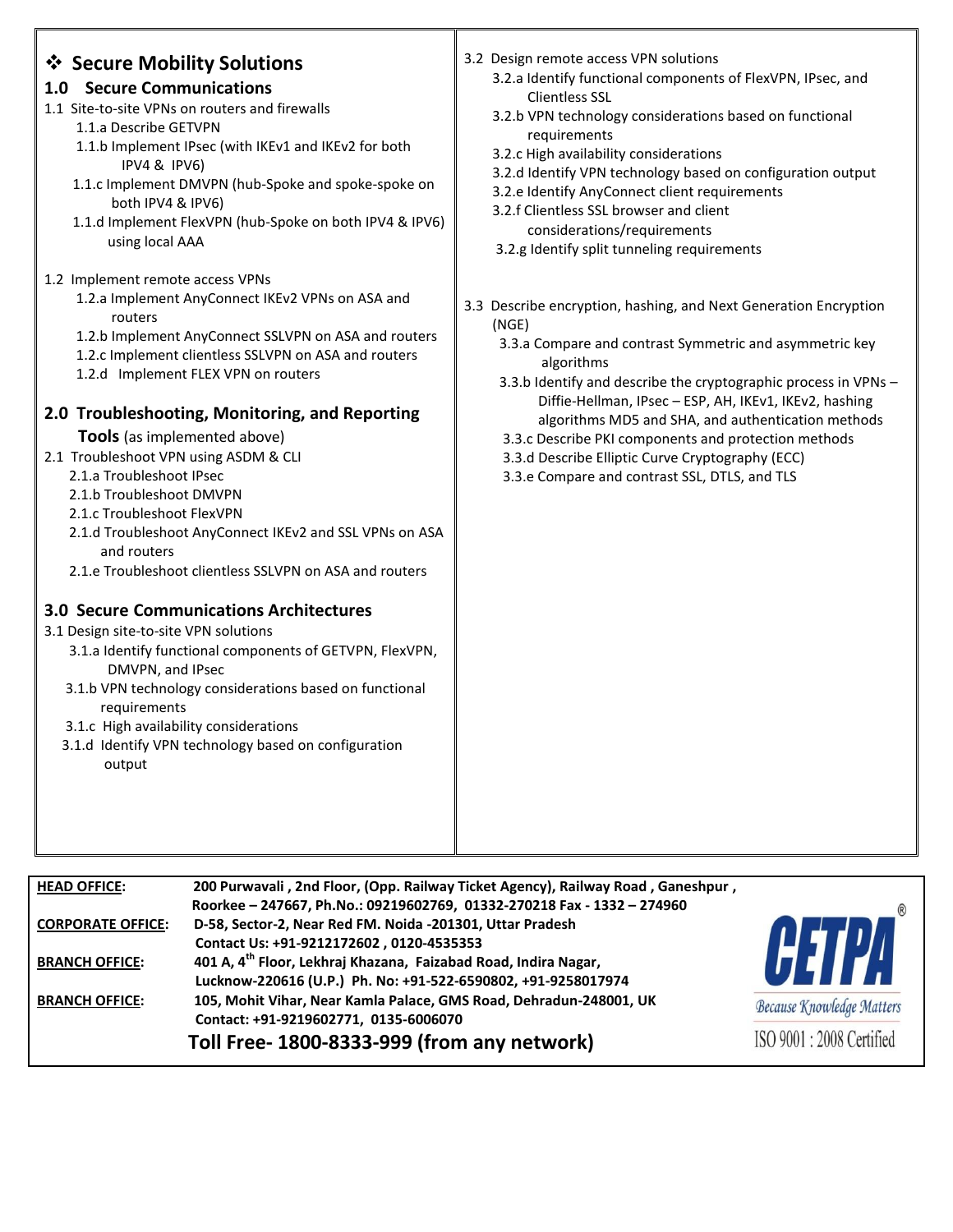## ❖ Secure Mobility Solutions

### 1.0 Secure Communications

1.1 Site-to-site VPNs on routers and firewalls
- 1.1.a Describe GETVPN
- 1.1.b Implement IPsec (with IKEv1 and IKEv2 for both IPV4 & IPV6)
- 1.1.c Implement DMVPN (hub-Spoke and spoke-spoke on both IPV4 & IPV6)
- 1.1.d Implement FlexVPN (hub-Spoke on both IPV4 & IPV6) using local AAA

1.2 Implement remote access VPNs
- 1.2.a Implement AnyConnect IKEv2 VPNs on ASA and routers
- 1.2.b Implement AnyConnect SSLVPN on ASA and routers
- 1.2.c Implement clientless SSLVPN on ASA and routers
- 1.2.d Implement FLEX VPN on routers

### 2.0 Troubleshooting, Monitoring, and Reporting Tools (as implemented above)

2.1 Troubleshoot VPN using ASDM & CLI
- 2.1.a Troubleshoot IPsec
- 2.1.b Troubleshoot DMVPN
- 2.1.c Troubleshoot FlexVPN
- 2.1.d Troubleshoot AnyConnect IKEv2 and SSL VPNs on ASA and routers
- 2.1.e Troubleshoot clientless SSLVPN on ASA and routers

### 3.0 Secure Communications Architectures

3.1 Design site-to-site VPN solutions
- 3.1.a Identify functional components of GETVPN, FlexVPN, DMVPN, and IPsec
- 3.1.b VPN technology considerations based on functional requirements
- 3.1.c High availability considerations
- 3.1.d Identify VPN technology based on configuration output

3.2 Design remote access VPN solutions
- 3.2.a Identify functional components of FlexVPN, IPsec, and Clientless SSL
- 3.2.b VPN technology considerations based on functional requirements
- 3.2.c High availability considerations
- 3.2.d Identify VPN technology based on configuration output
- 3.2.e Identify AnyConnect client requirements
- 3.2.f Clientless SSL browser and client considerations/requirements
- 3.2.g Identify split tunneling requirements

3.3 Describe encryption, hashing, and Next Generation Encryption (NGE)
- 3.3.a Compare and contrast Symmetric and asymmetric key algorithms
- 3.3.b Identify and describe the cryptographic process in VPNs – Diffie-Hellman, IPsec – ESP, AH, IKEv1, IKEv2, hashing algorithms MD5 and SHA, and authentication methods
- 3.3.c Describe PKI components and protection methods
- 3.3.d Describe Elliptic Curve Cryptography (ECC)
- 3.3.e Compare and contrast SSL, DTLS, and TLS

---

**HEAD OFFICE:** 200 Purwavali , 2nd Floor, (Opp. Railway Ticket Agency), Railway Road , Ganeshpur , Roorkee – 247667, Ph.No.: 09219602769, 01332-270218 Fax - 1332 – 274960

**CORPORATE OFFICE:** D-58, Sector-2, Near Red FM. Noida -201301, Uttar Pradesh Contact Us: +91-9212172602 , 0120-4535353

**BRANCH OFFICE:** 401 A, 4th Floor, Lekhraj Khazana, Faizabad Road, Indira Nagar, Lucknow-220616 (U.P.) Ph. No: +91-522-6590802, +91-9258017974

**BRANCH OFFICE:** 105, Mohit Vihar, Near Kamla Palace, GMS Road, Dehradun-248001, UK Contact: +91-9219602771, 0135-6006070

**Toll Free- 1800-8333-999 (from any network)**

CETPA® Because Knowledge Matters

ISO 9001 : 2008 Certified